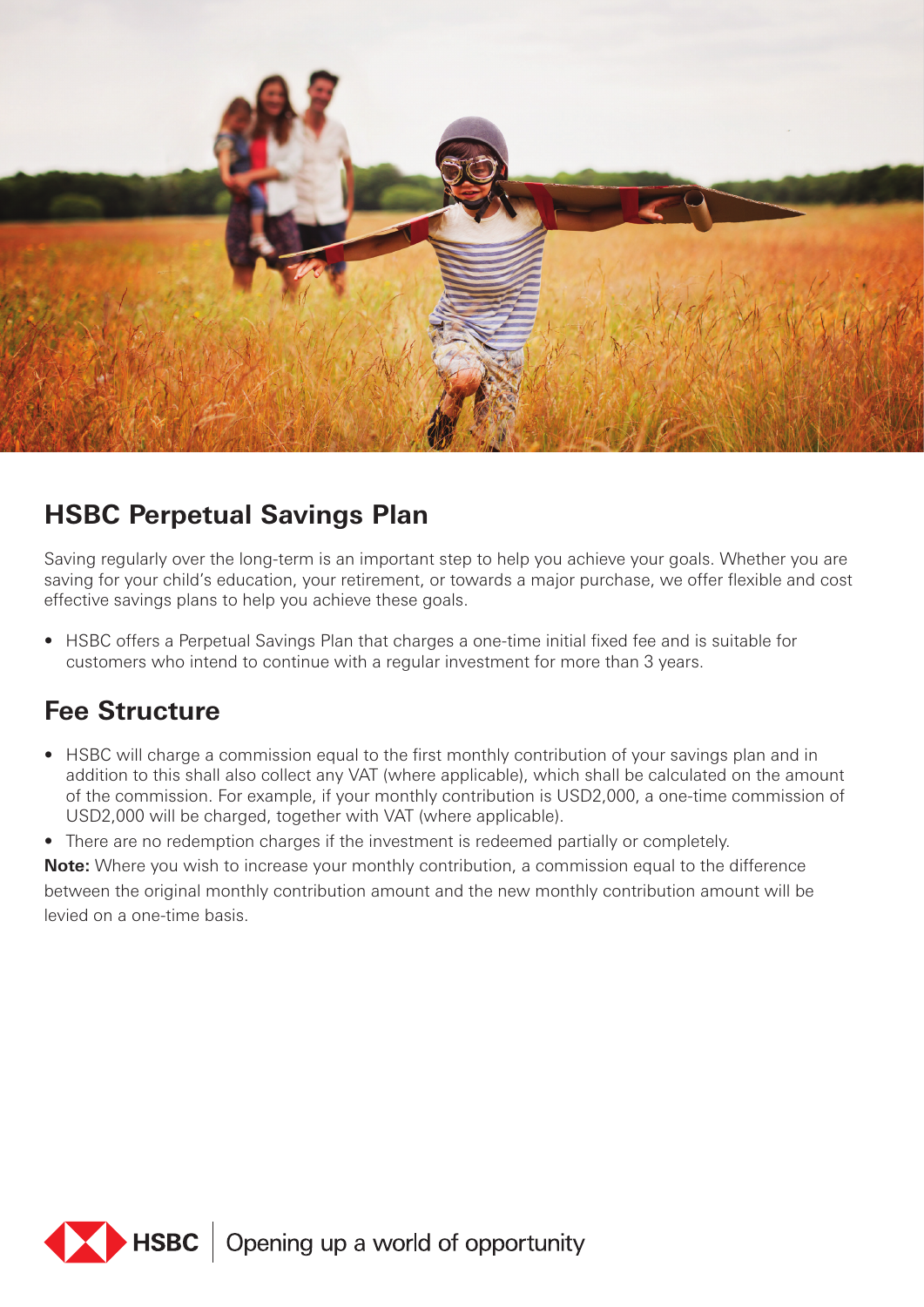## HSBC Perpetual Savings Plan

Saving regularly over the long-term is an important step to help you achieve your goals. Whether you are saving for your child's education, your retirement, or towards a major purchase, we offer flexible and cost effective savings plans to help you achieve these goals.

- HSBC offers a Perpetual Savings Plan that charges a one-time initial fixed fee and is suitable for customers who intend to continue with a regular investment for more than 3 years.

## Fee Structure

- HSBC will charge a commission equal to the first monthly contribution of your savings plan and in addition to this shall also collect any VAT (where applicable), which shall be calculated on the amount of the commission. For example, if your monthly contribution is USD2,000, a one-time commission of USD2,000 will be charged, together with VAT (where applicable).
- There are no redemption charges if the investment is redeemed partially or completely.

**Note:** Where you wish to increase your monthly contribution, a commission equal to the difference between the original monthly contribution amount and the new monthly contribution amount will be levied on a one-time basis.

HSBC | Opening up a world of opportunity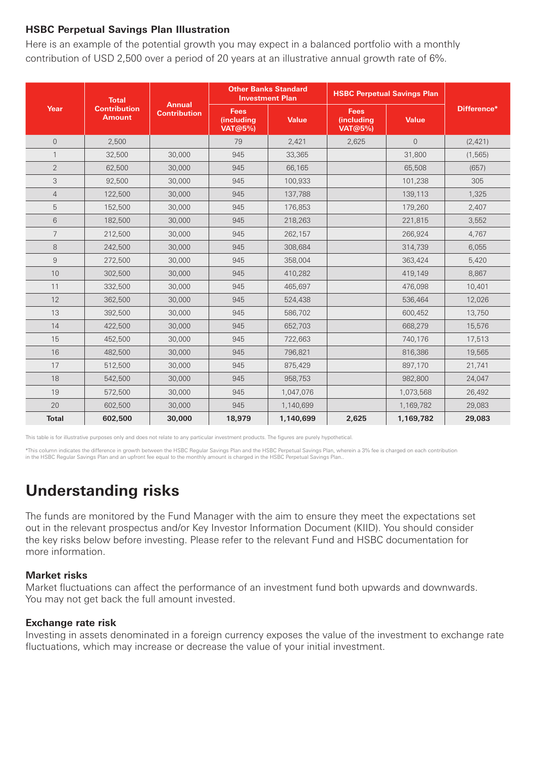### HSBC Perpetual Savings Plan Illustration

Here is an example of the potential growth you may expect in a balanced portfolio with a monthly contribution of USD 2,500 over a period of 20 years at an illustrative annual growth rate of 6%.

| Year | Total Contribution Amount | Annual Contribution | Other Banks Standard Investment Plan | | HSBC Perpetual Savings Plan | | Difference* |
|---|---|---|---|---|---|---|---|
| | | | Fees (including VAT@5%) | Value | Fees (including VAT@5%) | Value | |
| 0 | 2,500 | | 79 | 2,421 | 2,625 | 0 | (2,421) |
| 1 | 32,500 | 30,000 | 945 | 33,365 | | 31,800 | (1,565) |
| 2 | 62,500 | 30,000 | 945 | 66,165 | | 65,508 | (657) |
| 3 | 92,500 | 30,000 | 945 | 100,933 | | 101,238 | 305 |
| 4 | 122,500 | 30,000 | 945 | 137,788 | | 139,113 | 1,325 |
| 5 | 152,500 | 30,000 | 945 | 176,853 | | 179,260 | 2,407 |
| 6 | 182,500 | 30,000 | 945 | 218,263 | | 221,815 | 3,552 |
| 7 | 212,500 | 30,000 | 945 | 262,157 | | 266,924 | 4,767 |
| 8 | 242,500 | 30,000 | 945 | 308,684 | | 314,739 | 6,055 |
| 9 | 272,500 | 30,000 | 945 | 358,004 | | 363,424 | 5,420 |
| 10 | 302,500 | 30,000 | 945 | 410,282 | | 419,149 | 8,867 |
| 11 | 332,500 | 30,000 | 945 | 465,697 | | 476,098 | 10,401 |
| 12 | 362,500 | 30,000 | 945 | 524,438 | | 536,464 | 12,026 |
| 13 | 392,500 | 30,000 | 945 | 586,702 | | 600,452 | 13,750 |
| 14 | 422,500 | 30,000 | 945 | 652,703 | | 668,279 | 15,576 |
| 15 | 452,500 | 30,000 | 945 | 722,663 | | 740,176 | 17,513 |
| 16 | 482,500 | 30,000 | 945 | 796,821 | | 816,386 | 19,565 |
| 17 | 512,500 | 30,000 | 945 | 875,429 | | 897,170 | 21,741 |
| 18 | 542,500 | 30,000 | 945 | 958,753 | | 982,800 | 24,047 |
| 19 | 572,500 | 30,000 | 945 | 1,047,076 | | 1,073,568 | 26,492 |
| 20 | 602,500 | 30,000 | 945 | 1,140,699 | | 1,169,782 | 29,083 |
| **Total** | **602,500** | **30,000** | **18,979** | **1,140,699** | **2,625** | **1,169,782** | **29,083** |

This table is for illustrative purposes only and does not relate to any particular investment products. The figures are purely hypothetical.

*This column indicates the difference in growth between the HSBC Regular Savings Plan and the HSBC Perpetual Savings Plan, wherein a 3% fee is charged on each contribution in the HSBC Regular Savings Plan and an upfront fee equal to the monthly amount is charged in the HSBC Perpetual Savings Plan..

## Understanding risks

The funds are monitored by the Fund Manager with the aim to ensure they meet the expectations set out in the relevant prospectus and/or Key Investor Information Document (KIID). You should consider the key risks below before investing. Please refer to the relevant Fund and HSBC documentation for more information.

### Market risks

Market fluctuations can affect the performance of an investment fund both upwards and downwards. You may not get back the full amount invested.

### Exchange rate risk

Investing in assets denominated in a foreign currency exposes the value of the investment to exchange rate fluctuations, which may increase or decrease the value of your initial investment.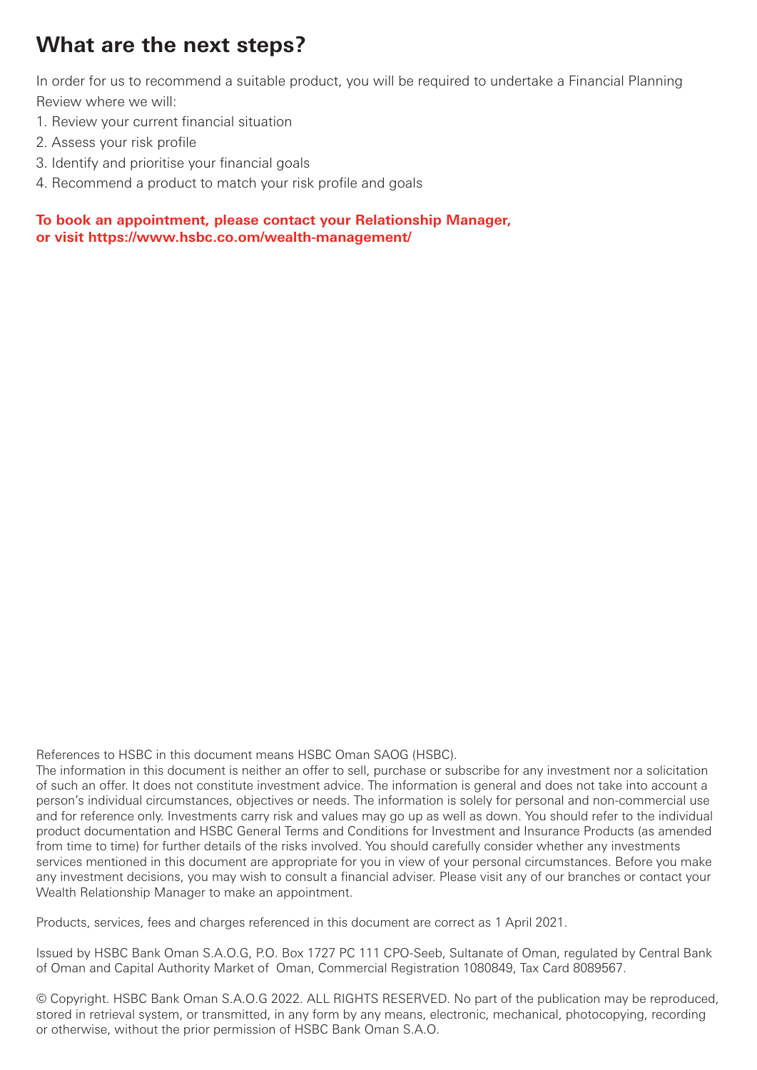## What are the next steps?

In order for us to recommend a suitable product, you will be required to undertake a Financial Planning Review where we will:

1. Review your current financial situation
2. Assess your risk profile
3. Identify and prioritise your financial goals
4. Recommend a product to match your risk profile and goals

**To book an appointment, please contact your Relationship Manager, or visit https://www.hsbc.co.om/wealth-management/**

References to HSBC in this document means HSBC Oman SAOG (HSBC).
The information in this document is neither an offer to sell, purchase or subscribe for any investment nor a solicitation of such an offer. It does not constitute investment advice. The information is general and does not take into account a person's individual circumstances, objectives or needs. The information is solely for personal and non-commercial use and for reference only. Investments carry risk and values may go up as well as down. You should refer to the individual product documentation and HSBC General Terms and Conditions for Investment and Insurance Products (as amended from time to time) for further details of the risks involved. You should carefully consider whether any investments services mentioned in this document are appropriate for you in view of your personal circumstances. Before you make any investment decisions, you may wish to consult a financial adviser. Please visit any of our branches or contact your Wealth Relationship Manager to make an appointment.

Products, services, fees and charges referenced in this document are correct as 1 April 2021.

Issued by HSBC Bank Oman S.A.O.G, P.O. Box 1727 PC 111 CPO-Seeb, Sultanate of Oman, regulated by Central Bank of Oman and Capital Authority Market of Oman, Commercial Registration 1080849, Tax Card 8089567.

© Copyright. HSBC Bank Oman S.A.O.G 2022. ALL RIGHTS RESERVED. No part of the publication may be reproduced, stored in retrieval system, or transmitted, in any form by any means, electronic, mechanical, photocopying, recording or otherwise, without the prior permission of HSBC Bank Oman S.A.O.